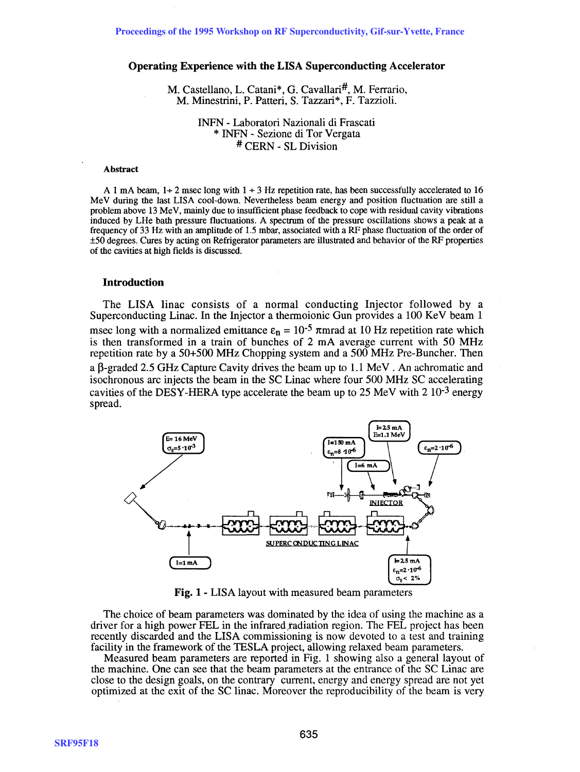# Operating Experience with the LISA Superconducting Accelerator

M. Castellano, L. Catani*, G. Cavallari#, M. Ferrario, M. Minestrini, P. Patteri, S. Tazzari*, F. Tazzioli.

INFN - Laboratori Nazionali di Frascati
* INFN - Sezione di Tor Vergata
# CERN - SL Division

### Abstract

A 1 mA beam, 1÷ 2 msec long with 1 ÷ 3 Hz repetition rate, has been successfully accelerated to 16 MeV during the last LISA cool-down. Nevertheless beam energy and position fluctuation are still a problem above 13 MeV, mainly due to insufficient phase feedback to cope with residual cavity vibrations induced by LHe bath pressure fluctuations. A spectrum of the pressure oscillations shows a peak at a frequency of 33 Hz with an amplitude of 1.5 mbar, associated with a RF phase fluctuation of the order of ±50 degrees. Cures by acting on Refrigerator parameters are illustrated and behavior of the RF properties of the cavities at high fields is discussed.

## Introduction

The LISA linac consists of a normal conducting Injector followed by a Superconducting Linac. In the Injector a thermoionic Gun provides a 100 KeV beam 1 msec long with a normalized emittance $\varepsilon_n = 10^{-5}$ πmrad at 10 Hz repetition rate which is then transformed in a train of bunches of 2 mA average current with 50 MHz repetition rate by a 50+500 MHz Chopping system and a 500 MHz Pre-Buncher. Then a β-graded 2.5 GHz Capture Cavity drives the beam up to 1.1 MeV . An achromatic and isochronous arc injects the beam in the SC Linac where four 500 MHz SC accelerating cavities of the DESY-HERA type accelerate the beam up to 25 MeV with 2 $10^{-3}$ energy spread.

**Fig. 1** - LISA layout with measured beam parameters

The choice of beam parameters was dominated by the idea of using the machine as a driver for a high power FEL in the infrared radiation region. The FEL project has been recently discarded and the LISA commissioning is now devoted to a test and training facility in the framework of the TESLA project, allowing relaxed beam parameters.

Measured beam parameters are reported in Fig. 1 showing also a general layout of the machine. One can see that the beam parameters at the entrance of the SC Linac are close to the design goals, on the contrary current, energy and energy spread are not yet optimized at the exit of the SC linac. Moreover the reproducibility of the beam is very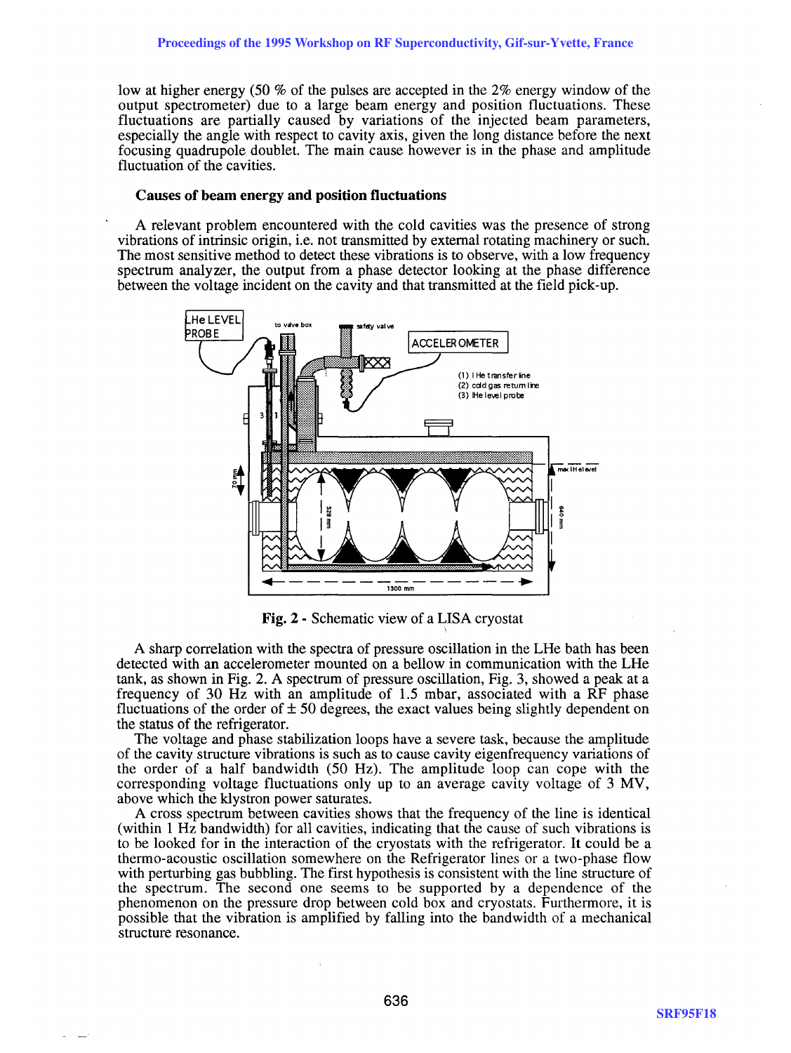low at higher energy (50 % of the pulses are accepted in the 2% energy window of the output spectrometer) due to a large beam energy and position fluctuations. These fluctuations are partially caused by variations of the injected beam parameters, especially the angle with respect to cavity axis, given the long distance before the next focusing quadrupole doublet. The main cause however is in the phase and amplitude fluctuation of the cavities.

### Causes of beam energy and position fluctuations

A relevant problem encountered with the cold cavities was the presence of strong vibrations of intrinsic origin, i.e. not transmitted by external rotating machinery or such. The most sensitive method to detect these vibrations is to observe, with a low frequency spectrum analyzer, the output from a phase detector looking at the phase difference between the voltage incident on the cavity and that transmitted at the field pick-up.

**Fig. 2 -** Schematic view of a LISA cryostat

A sharp correlation with the spectra of pressure oscillation in the LHe bath has been detected with an accelerometer mounted on a bellow in communication with the LHe tank, as shown in Fig. 2. A spectrum of pressure oscillation, Fig. 3, showed a peak at a frequency of 30 Hz with an amplitude of 1.5 mbar, associated with a RF phase fluctuations of the order of ± 50 degrees, the exact values being slightly dependent on the status of the refrigerator.

The voltage and phase stabilization loops have a severe task, because the amplitude of the cavity structure vibrations is such as to cause cavity eigenfrequency variations of the order of a half bandwidth (50 Hz). The amplitude loop can cope with the corresponding voltage fluctuations only up to an average cavity voltage of 3 MV, above which the klystron power saturates.

A cross spectrum between cavities shows that the frequency of the line is identical (within 1 Hz bandwidth) for all cavities, indicating that the cause of such vibrations is to be looked for in the interaction of the cryostats with the refrigerator. It could be a thermo-acoustic oscillation somewhere on the Refrigerator lines or a two-phase flow with perturbing gas bubbling. The first hypothesis is consistent with the line structure of the spectrum. The second one seems to be supported by a dependence of the phenomenon on the pressure drop between cold box and cryostats. Furthermore, it is possible that the vibration is amplified by falling into the bandwidth of a mechanical structure resonance.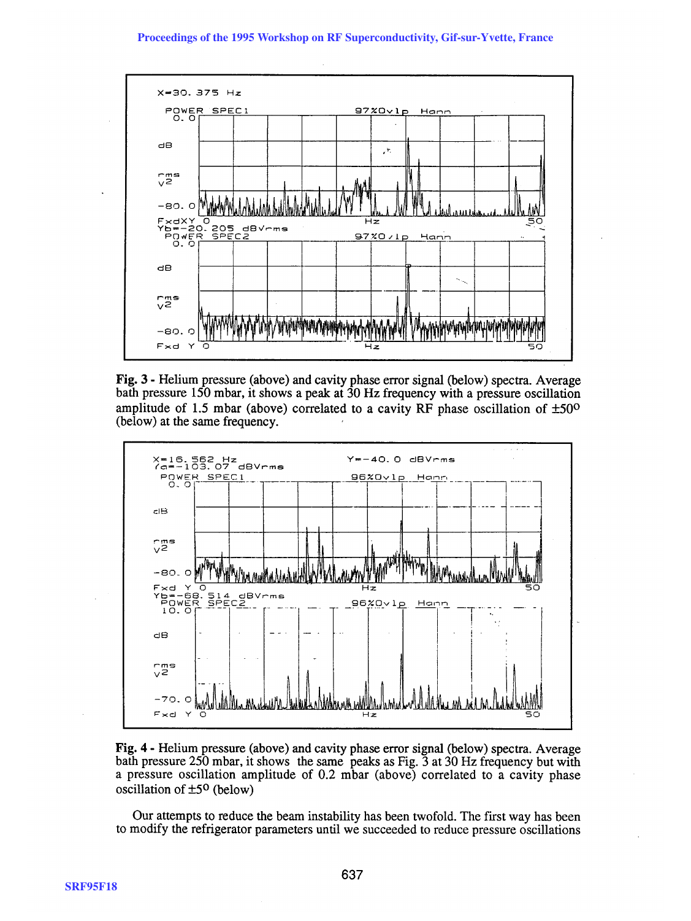**Fig. 3** - Helium pressure (above) and cavity phase error signal (below) spectra. Average bath pressure 150 mbar, it shows a peak at 30 Hz frequency with a pressure oscillation amplitude of 1.5 mbar (above) correlated to a cavity RF phase oscillation of ±50° (below) at the same frequency.

**Fig. 4** - Helium pressure (above) and cavity phase error signal (below) spectra. Average bath pressure 250 mbar, it shows the same peaks as Fig. 3 at 30 Hz frequency but with a pressure oscillation amplitude of 0.2 mbar (above) correlated to a cavity phase oscillation of ±5° (below)

Our attempts to reduce the beam instability has been twofold. The first way has been to modify the refrigerator parameters until we succeeded to reduce pressure oscillations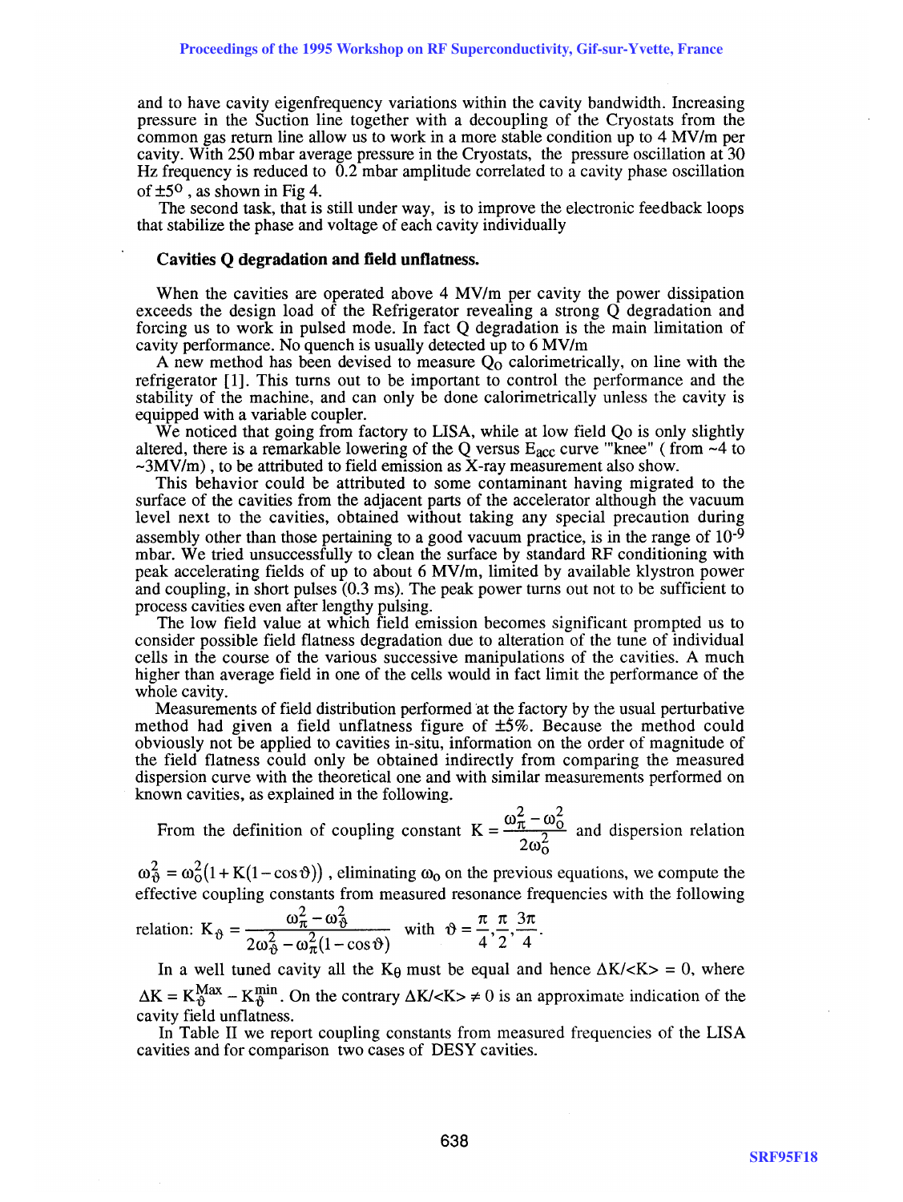and to have cavity eigenfrequency variations within the cavity bandwidth. Increasing pressure in the Suction line together with a decoupling of the Cryostats from the common gas return line allow us to work in a more stable condition up to 4 MV/m per cavity. With 250 mbar average pressure in the Cryostats, the pressure oscillation at 30 Hz frequency is reduced to 0.2 mbar amplitude correlated to a cavity phase oscillation of $\pm 5^{o}$ , as shown in Fig 4.

The second task, that is still under way, is to improve the electronic feedback loops that stabilize the phase and voltage of each cavity individually

## Cavities Q degradation and field unflatness.

When the cavities are operated above 4 MV/m per cavity the power dissipation exceeds the design load of the Refrigerator revealing a strong Q degradation and forcing us to work in pulsed mode. In fact Q degradation is the main limitation of cavity performance. No quench is usually detected up to 6 MV/m

A new method has been devised to measure $Q_O$ calorimetrically, on line with the refrigerator [1]. This turns out to be important to control the performance and the stability of the machine, and can only be done calorimetrically unless the cavity is equipped with a variable coupler.

We noticed that going from factory to LISA, while at low field Qo is only slightly altered, there is a remarkable lowering of the Q versus $E_{acc}$ curve '"knee" ( from ~4 to ~3MV/m) , to be attributed to field emission as X-ray measurement also show.

This behavior could be attributed to some contaminant having migrated to the surface of the cavities from the adjacent parts of the accelerator although the vacuum level next to the cavities, obtained without taking any special precaution during assembly other than those pertaining to a good vacuum practice, is in the range of $10^{-9}$ mbar. We tried unsuccessfully to clean the surface by standard RF conditioning with peak accelerating fields of up to about 6 MV/m, limited by available klystron power and coupling, in short pulses (0.3 ms). The peak power turns out not to be sufficient to process cavities even after lengthy pulsing.

The low field value at which field emission becomes significant prompted us to consider possible field flatness degradation due to alteration of the tune of individual cells in the course of the various successive manipulations of the cavities. A much higher than average field in one of the cells would in fact limit the performance of the whole cavity.

Measurements of field distribution performed at the factory by the usual perturbative method had given a field unflatness figure of ±5%. Because the method could obviously not be applied to cavities in-situ, information on the order of magnitude of the field flatness could only be obtained indirectly from comparing the measured dispersion curve with the theoretical one and with similar measurements performed on known cavities, as explained in the following.

From the definition of coupling constant $K = \dfrac{\omega_\pi^2 - \omega_0^2}{2\omega_0^2}$ and dispersion relation $\omega_\vartheta^2 = \omega_0^2(1 + K(1-\cos\vartheta))$ , eliminating $\omega_0$ on the previous equations, we compute the effective coupling constants from measured resonance frequencies with the following relation: $K_\vartheta = \dfrac{\omega_\pi^2 - \omega_\vartheta^2}{2\omega_\vartheta^2 - \omega_\pi^2(1-\cos\vartheta)}$ with $\vartheta = \dfrac{\pi}{4}, \dfrac{\pi}{2}, \dfrac{3\pi}{4}$.

In a well tuned cavity all the $K_\theta$ must be equal and hence $\Delta K/\langle K \rangle = 0$, where $\Delta K = K_\vartheta^{Max} - K_\vartheta^{min}$. On the contrary $\Delta K/\langle K \rangle \neq 0$ is an approximate indication of the cavity field unflatness.

In Table II we report coupling constants from measured frequencies of the LISA cavities and for comparison two cases of DESY cavities.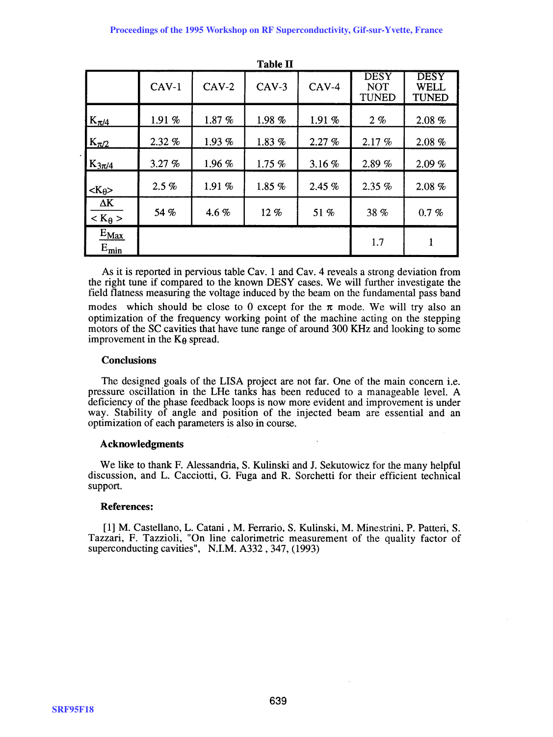**Table II**

| | CAV-1 | CAV-2 | CAV-3 | CAV-4 | DESY NOT TUNED | DESY WELL TUNED |
|---|---|---|---|---|---|---|
| $K_{\pi/4}$ | 1.91 % | 1.87 % | 1.98 % | 1.91 % | 2 % | 2.08 % |
| $K_{\pi/2}$ | 2.32 % | 1.93 % | 1.83 % | 2.27 % | 2.17 % | 2.08 % |
| $K_{3\pi/4}$ | 3.27 % | 1.96 % | 1.75 % | 3.16 % | 2.89 % | 2.09 % |
| $<K_\theta>$ | 2.5 % | 1.91 % | 1.85 % | 2.45 % | 2.35 % | 2.08 % |
| $\frac{\Delta K}{< K_\theta >}$ | 54 % | 4.6 % | 12 % | 51 % | 38 % | 0.7 % |
| $\frac{E_{Max}}{E_{min}}$ | | | | | 1.7 | 1 |

As it is reported in pervious table Cav. 1 and Cav. 4 reveals a strong deviation from the right tune if compared to the known DESY cases. We will further investigate the field flatness measuring the voltage induced by the beam on the fundamental pass band modes which should be close to 0 except for the $\pi$ mode. We will try also an optimization of the frequency working point of the machine acting on the stepping motors of the SC cavities that have tune range of around 300 KHz and looking to some improvement in the $K_\theta$ spread.

## Conclusions

The designed goals of the LISA project are not far. One of the main concern i.e. pressure oscillation in the LHe tanks has been reduced to a manageable level. A deficiency of the phase feedback loops is now more evident and improvement is under way. Stability of angle and position of the injected beam are essential and an optimization of each parameters is also in course.

## Acknowledgments

We like to thank F. Alessandria, S. Kulinski and J. Sekutowicz for the many helpful discussion, and L. Cacciotti, G. Fuga and R. Sorchetti for their efficient technical support.

## References:

[1] M. Castellano, L. Catani , M. Ferrario, S. Kulinski, M. Minestrini, P. Patteri, S. Tazzari, F. Tazzioli, "On line calorimetric measurement of the quality factor of superconducting cavities", N.I.M. A332 , 347, (1993)